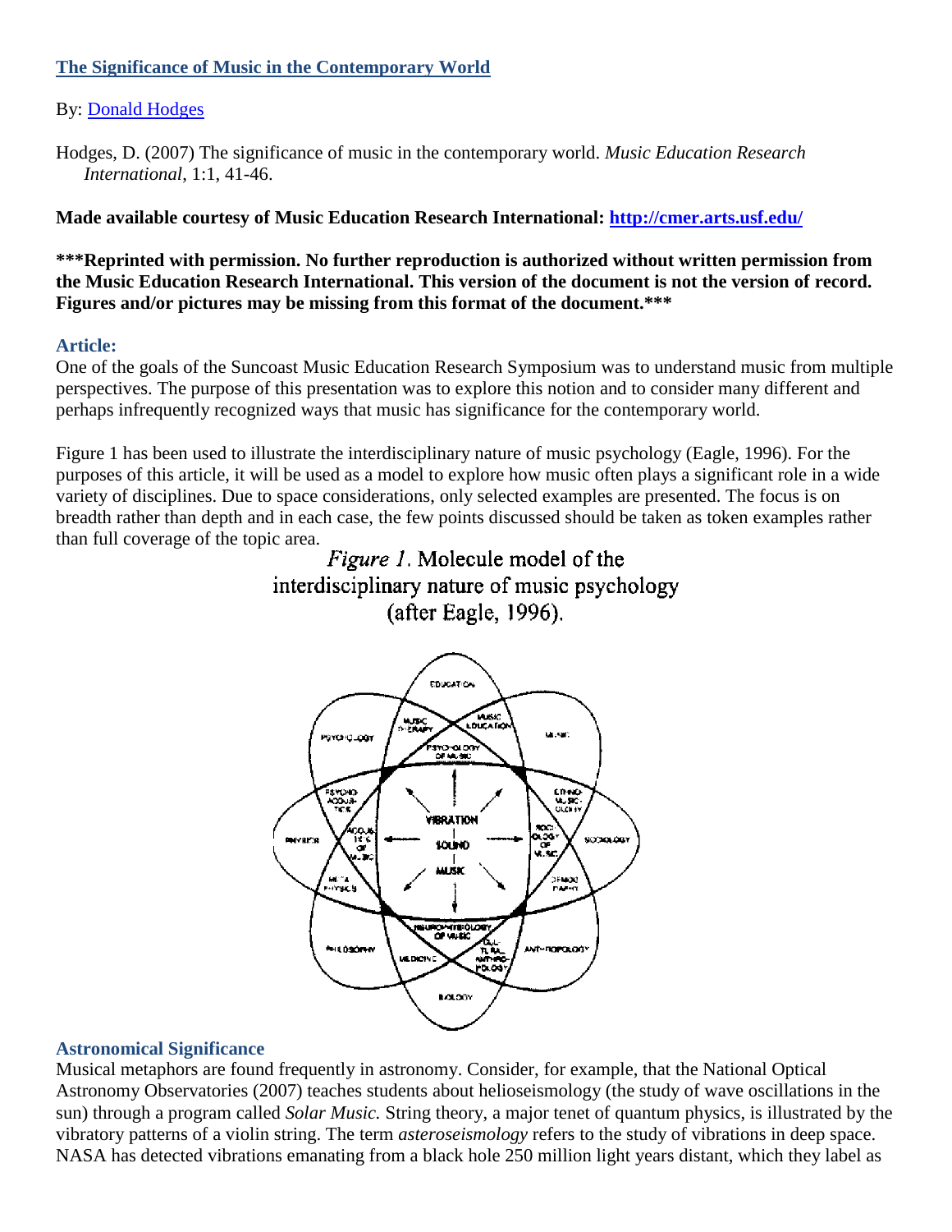# [The Significance of Music in the Contemporary World](#)

By: [Donald Hodges](#)

Hodges, D. (2007) The significance of music in the contemporary world. *Music Education Research International*, 1:1, 41-46.

**Made available courtesy of Music Education Research International: [http://cmer.arts.usf.edu/](http://cmer.arts.usf.edu/)**

**\*\*\*Reprinted with permission. No further reproduction is authorized without written permission from the Music Education Research International. This version of the document is not the version of record. Figures and/or pictures may be missing from this format of the document.\*\*\***

## Article:

One of the goals of the Suncoast Music Education Research Symposium was to understand music from multiple perspectives. The purpose of this presentation was to explore this notion and to consider many different and perhaps infrequently recognized ways that music has significance for the contemporary world.

Figure 1 has been used to illustrate the interdisciplinary nature of music psychology (Eagle, 1996). For the purposes of this article, it will be used as a model to explore how music often plays a significant role in a wide variety of disciplines. Due to space considerations, only selected examples are presented. The focus is on breadth rather than depth and in each case, the few points discussed should be taken as token examples rather than full coverage of the topic area.

*Figure 1.* Molecule model of the interdisciplinary nature of music psychology (after Eagle, 1996).

## Astronomical Significance

Musical metaphors are found frequently in astronomy. Consider, for example, that the National Optical Astronomy Observatories (2007) teaches students about helioseismology (the study of wave oscillations in the sun) through a program called *Solar Music.* String theory, a major tenet of quantum physics, is illustrated by the vibratory patterns of a violin string. The term *asteroseismology* refers to the study of vibrations in deep space. NASA has detected vibrations emanating from a black hole 250 million light years distant, which they label as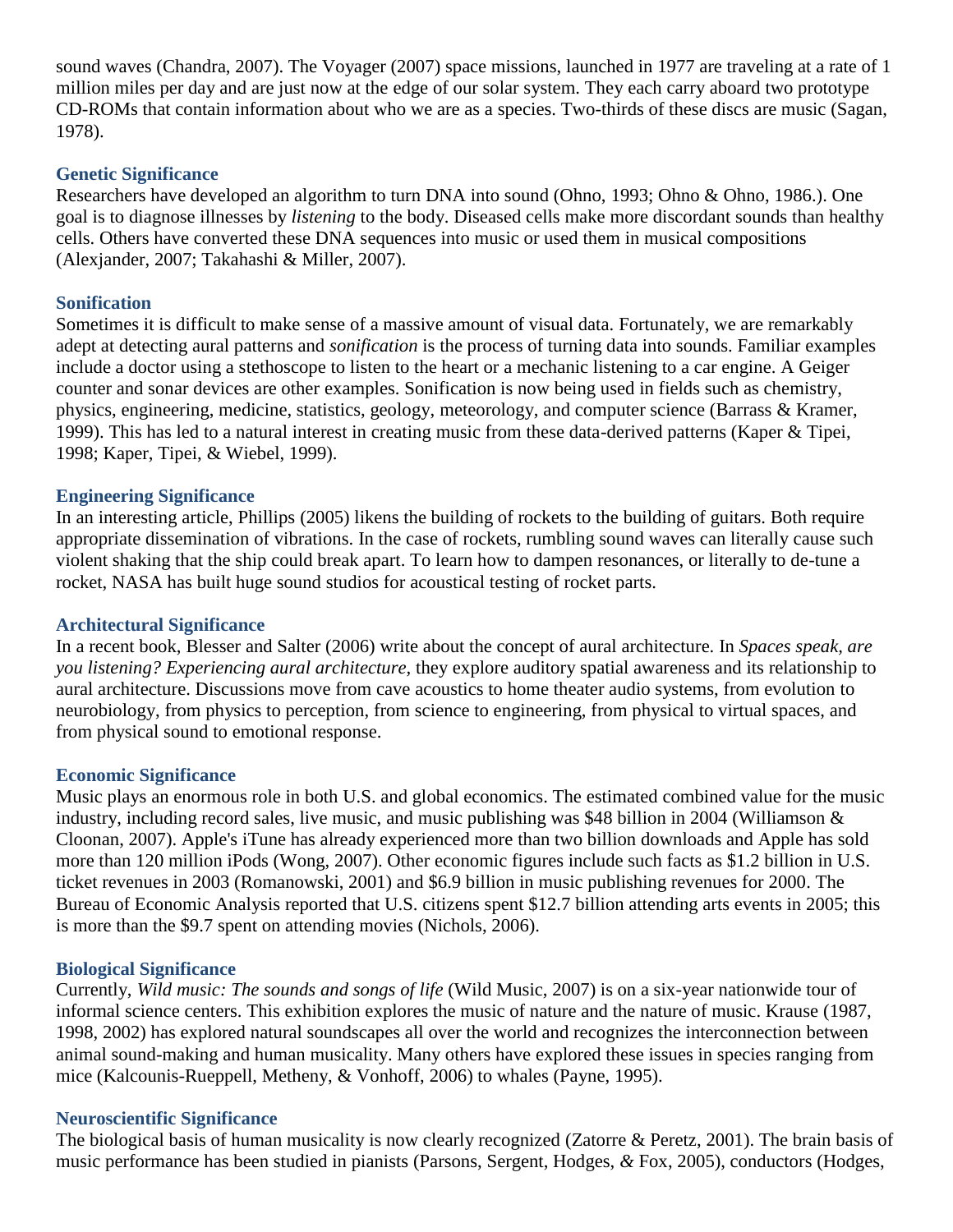sound waves (Chandra, 2007). The Voyager (2007) space missions, launched in 1977 are traveling at a rate of 1 million miles per day and are just now at the edge of our solar system. They each carry aboard two prototype CD-ROMs that contain information about who we are as a species. Two-thirds of these discs are music (Sagan, 1978).

### Genetic Significance

Researchers have developed an algorithm to turn DNA into sound (Ohno, 1993; Ohno & Ohno, 1986.). One goal is to diagnose illnesses by *listening* to the body. Diseased cells make more discordant sounds than healthy cells. Others have converted these DNA sequences into music or used them in musical compositions (Alexjander, 2007; Takahashi & Miller, 2007).

### Sonification

Sometimes it is difficult to make sense of a massive amount of visual data. Fortunately, we are remarkably adept at detecting aural patterns and *sonification* is the process of turning data into sounds. Familiar examples include a doctor using a stethoscope to listen to the heart or a mechanic listening to a car engine. A Geiger counter and sonar devices are other examples. Sonification is now being used in fields such as chemistry, physics, engineering, medicine, statistics, geology, meteorology, and computer science (Barrass & Kramer, 1999). This has led to a natural interest in creating music from these data-derived patterns (Kaper & Tipei, 1998; Kaper, Tipei, & Wiebel, 1999).

### Engineering Significance

In an interesting article, Phillips (2005) likens the building of rockets to the building of guitars. Both require appropriate dissemination of vibrations. In the case of rockets, rumbling sound waves can literally cause such violent shaking that the ship could break apart. To learn how to dampen resonances, or literally to de-tune a rocket, NASA has built huge sound studios for acoustical testing of rocket parts.

### Architectural Significance

In a recent book, Blesser and Salter (2006) write about the concept of aural architecture. In *Spaces speak, are you listening? Experiencing aural architecture,* they explore auditory spatial awareness and its relationship to aural architecture. Discussions move from cave acoustics to home theater audio systems, from evolution to neurobiology, from physics to perception, from science to engineering, from physical to virtual spaces, and from physical sound to emotional response.

### Economic Significance

Music plays an enormous role in both U.S. and global economics. The estimated combined value for the music industry, including record sales, live music, and music publishing was $48 billion in 2004 (Williamson & Cloonan, 2007). Apple's iTune has already experienced more than two billion downloads and Apple has sold more than 120 million iPods (Wong, 2007). Other economic figures include such facts as $1.2 billion in U.S. ticket revenues in 2003 (Romanowski, 2001) and $6.9 billion in music publishing revenues for 2000. The Bureau of Economic Analysis reported that U.S. citizens spent $12.7 billion attending arts events in 2005; this is more than the $9.7 spent on attending movies (Nichols, 2006).

### Biological Significance

Currently, *Wild music: The sounds and songs of life* (Wild Music, 2007) is on a six-year nationwide tour of informal science centers. This exhibition explores the music of nature and the nature of music. Krause (1987, 1998, 2002) has explored natural soundscapes all over the world and recognizes the interconnection between animal sound-making and human musicality. Many others have explored these issues in species ranging from mice (Kalcounis-Rueppell, Metheny, & Vonhoff, 2006) to whales (Payne, 1995).

### Neuroscientific Significance

The biological basis of human musicality is now clearly recognized (Zatorre & Peretz, 2001). The brain basis of music performance has been studied in pianists (Parsons, Sergent, Hodges, *&* Fox, 2005), conductors (Hodges,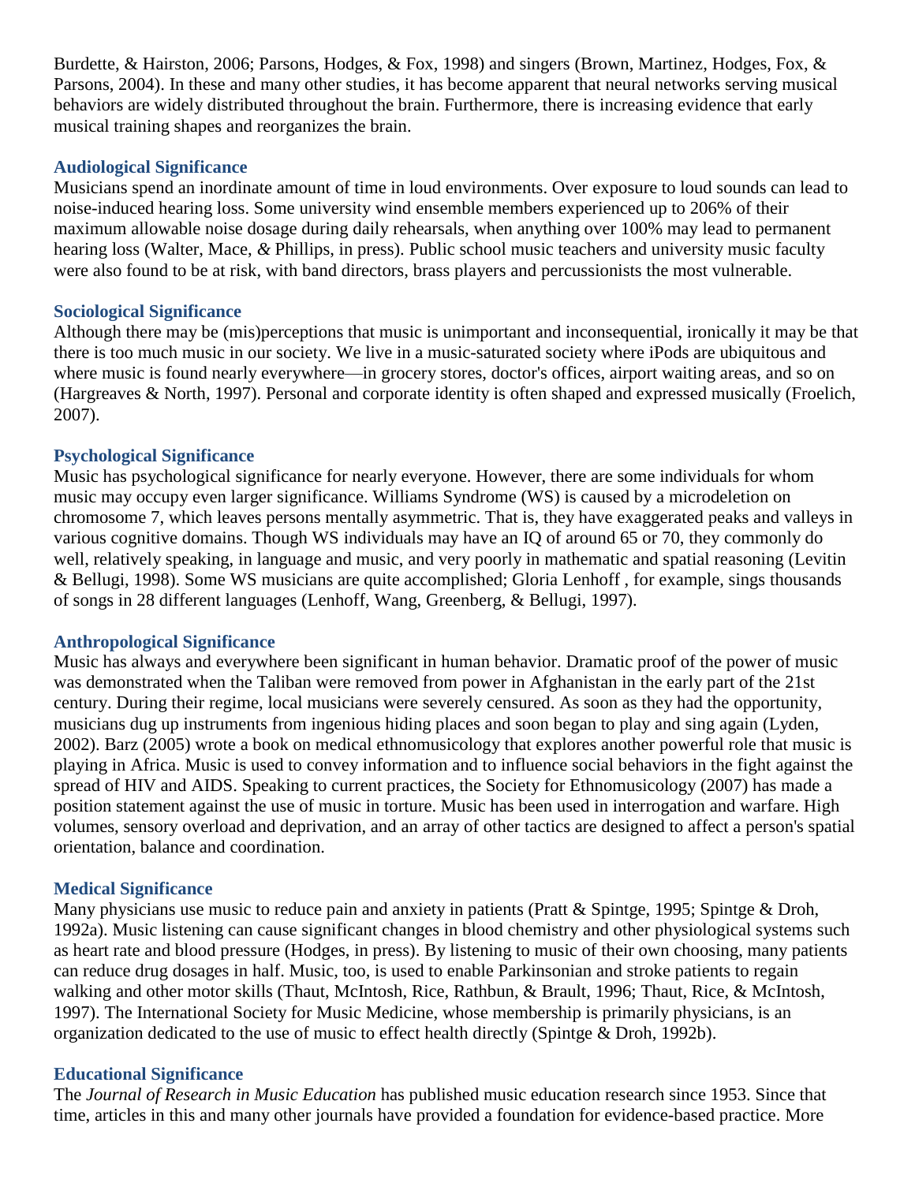Burdette, & Hairston, 2006; Parsons, Hodges, & Fox, 1998) and singers (Brown, Martinez, Hodges, Fox, & Parsons, 2004). In these and many other studies, it has become apparent that neural networks serving musical behaviors are widely distributed throughout the brain. Furthermore, there is increasing evidence that early musical training shapes and reorganizes the brain.

### Audiological Significance

Musicians spend an inordinate amount of time in loud environments. Over exposure to loud sounds can lead to noise-induced hearing loss. Some university wind ensemble members experienced up to 206% of their maximum allowable noise dosage during daily rehearsals, when anything over 100% may lead to permanent hearing loss (Walter, Mace, & Phillips, in press). Public school music teachers and university music faculty were also found to be at risk, with band directors, brass players and percussionists the most vulnerable.

### Sociological Significance

Although there may be (mis)perceptions that music is unimportant and inconsequential, ironically it may be that there is too much music in our society. We live in a music-saturated society where iPods are ubiquitous and where music is found nearly everywhere—in grocery stores, doctor's offices, airport waiting areas, and so on (Hargreaves & North, 1997). Personal and corporate identity is often shaped and expressed musically (Froelich, 2007).

### Psychological Significance

Music has psychological significance for nearly everyone. However, there are some individuals for whom music may occupy even larger significance. Williams Syndrome (WS) is caused by a microdeletion on chromosome 7, which leaves persons mentally asymmetric. That is, they have exaggerated peaks and valleys in various cognitive domains. Though WS individuals may have an IQ of around 65 or 70, they commonly do well, relatively speaking, in language and music, and very poorly in mathematic and spatial reasoning (Levitin & Bellugi, 1998). Some WS musicians are quite accomplished; Gloria Lenhoff , for example, sings thousands of songs in 28 different languages (Lenhoff, Wang, Greenberg, & Bellugi, 1997).

### Anthropological Significance

Music has always and everywhere been significant in human behavior. Dramatic proof of the power of music was demonstrated when the Taliban were removed from power in Afghanistan in the early part of the 21st century. During their regime, local musicians were severely censured. As soon as they had the opportunity, musicians dug up instruments from ingenious hiding places and soon began to play and sing again (Lyden, 2002). Barz (2005) wrote a book on medical ethnomusicology that explores another powerful role that music is playing in Africa. Music is used to convey information and to influence social behaviors in the fight against the spread of HIV and AIDS. Speaking to current practices, the Society for Ethnomusicology (2007) has made a position statement against the use of music in torture. Music has been used in interrogation and warfare. High volumes, sensory overload and deprivation, and an array of other tactics are designed to affect a person's spatial orientation, balance and coordination.

### Medical Significance

Many physicians use music to reduce pain and anxiety in patients (Pratt & Spintge, 1995; Spintge & Droh, 1992a). Music listening can cause significant changes in blood chemistry and other physiological systems such as heart rate and blood pressure (Hodges, in press). By listening to music of their own choosing, many patients can reduce drug dosages in half. Music, too, is used to enable Parkinsonian and stroke patients to regain walking and other motor skills (Thaut, McIntosh, Rice, Rathbun, & Brault, 1996; Thaut, Rice, & McIntosh, 1997). The International Society for Music Medicine, whose membership is primarily physicians, is an organization dedicated to the use of music to effect health directly (Spintge & Droh, 1992b).

### Educational Significance

The *Journal of Research in Music Education* has published music education research since 1953. Since that time, articles in this and many other journals have provided a foundation for evidence-based practice. More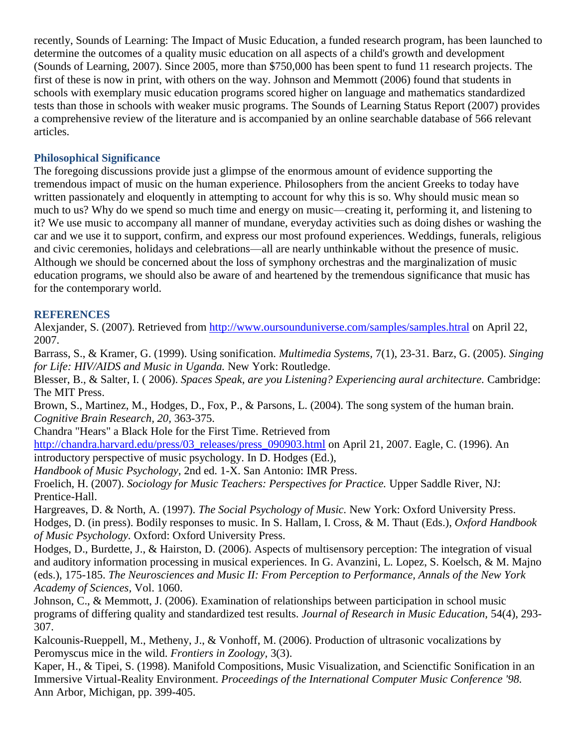recently, Sounds of Learning: The Impact of Music Education, a funded research program, has been launched to determine the outcomes of a quality music education on all aspects of a child's growth and development (Sounds of Learning, 2007). Since 2005, more than $750,000 has been spent to fund 11 research projects. The first of these is now in print, with others on the way. Johnson and Memmott (2006) found that students in schools with exemplary music education programs scored higher on language and mathematics standardized tests than those in schools with weaker music programs. The Sounds of Learning Status Report (2007) provides a comprehensive review of the literature and is accompanied by an online searchable database of 566 relevant articles.

### Philosophical Significance

The foregoing discussions provide just a glimpse of the enormous amount of evidence supporting the tremendous impact of music on the human experience. Philosophers from the ancient Greeks to today have written passionately and eloquently in attempting to account for why this is so. Why should music mean so much to us? Why do we spend so much time and energy on music—creating it, performing it, and listening to it? We use music to accompany all manner of mundane, everyday activities such as doing dishes or washing the car and we use it to support, confirm, and express our most profound experiences. Weddings, funerals, religious and civic ceremonies, holidays and celebrations—all are nearly unthinkable without the presence of music. Although we should be concerned about the loss of symphony orchestras and the marginalization of music education programs, we should also be aware of and heartened by the tremendous significance that music has for the contemporary world.

### REFERENCES

Alexjander, S. (2007). Retrieved from http://www.oursounduniverse.com/samples/samples.htral on April 22, 2007.

Barrass, S., & Kramer, G. (1999). Using sonification. *Multimedia Systems,* 7(1), 23-31. Barz, G. (2005). *Singing for Life: HIV/AIDS and Music in Uganda.* New York: Routledge.

Blesser, B., & Salter, I. ( 2006). *Spaces Speak, are you Listening? Experiencing aural architecture.* Cambridge: The MIT Press.

Brown, S., Martinez, M., Hodges, D., Fox, P., & Parsons, L. (2004). The song system of the human brain. *Cognitive Brain Research, 20,* 363-375.

Chandra "Hears" a Black Hole for the First Time. Retrieved from http://chandra.harvard.edu/press/03_releases/press_090903.html on April 21, 2007. Eagle, C. (1996). An introductory perspective of music psychology. In D. Hodges (Ed.), *Handbook of Music Psychology,* 2nd ed. 1-X. San Antonio: IMR Press.

Froelich, H. (2007). *Sociology for Music Teachers: Perspectives for Practice.* Upper Saddle River, NJ: Prentice-Hall.

Hargreaves, D. & North, A. (1997). *The Social Psychology of Music.* New York: Oxford University Press.

Hodges, D. (in press). Bodily responses to music. In S. Hallam, I. Cross, & M. Thaut (Eds.), *Oxford Handbook of Music Psychology*. Oxford: Oxford University Press.

Hodges, D., Burdette, J., & Hairston, D. (2006). Aspects of multisensory perception: The integration of visual and auditory information processing in musical experiences. In G. Avanzini, L. Lopez, S. Koelsch, & M. Majno (eds.), 175-185. *The Neurosciences and Music II: From Perception to Performance, Annals of the New York Academy of Sciences,* Vol. 1060.

Johnson, C., & Memmott, J. (2006). Examination of relationships between participation in school music programs of differing quality and standardized test results. *Journal of Research in Music Education,* 54(4), 293-307.

Kalcounis-Rueppell, M., Metheny, J., & Vonhoff, M. (2006). Production of ultrasonic vocalizations by Peromyscus mice in the wild. *Frontiers in Zoology,* 3(3).

Kaper, H., & Tipei, S. (1998). Manifold Compositions, Music Visualization, and Scienctific Sonification in an Immersive Virtual-Reality Environment. *Proceedings of the International Computer Music Conference '98.* Ann Arbor, Michigan, pp. 399-405.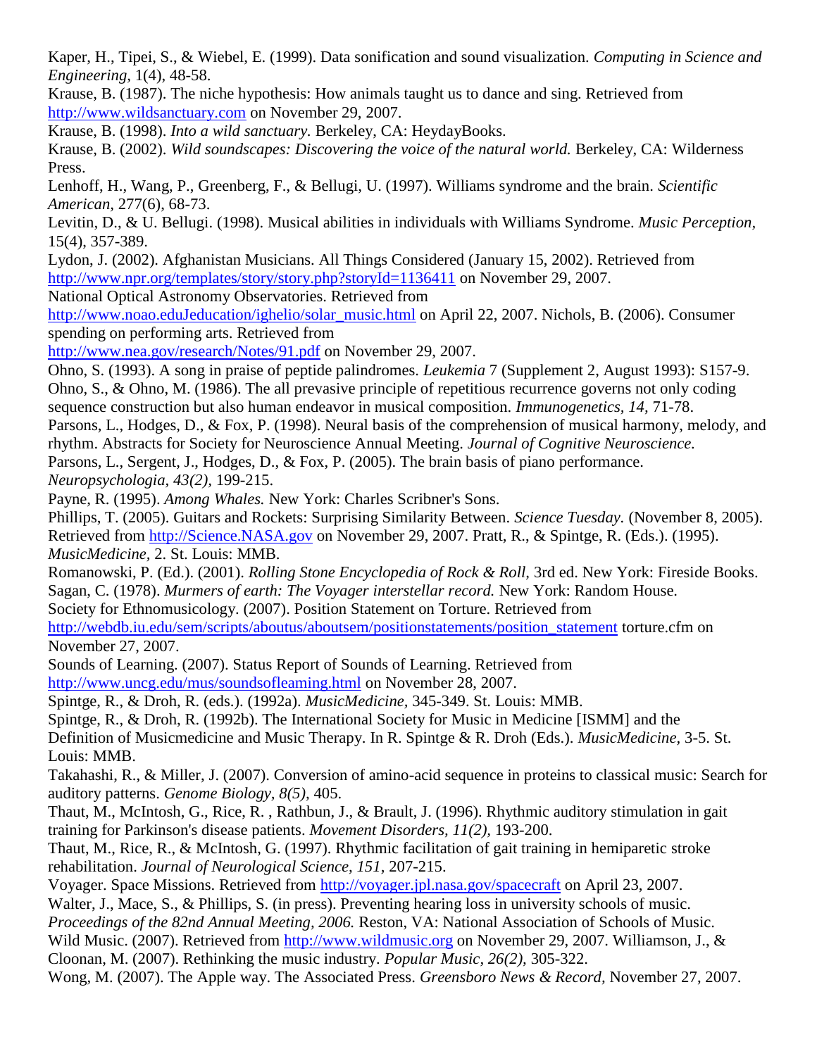Kaper, H., Tipei, S., & Wiebel, E. (1999). Data sonification and sound visualization. *Computing in Science and Engineering*, 1(4), 48-58.

Krause, B. (1987). The niche hypothesis: How animals taught us to dance and sing. Retrieved from http://www.wildsanctuary.com on November 29, 2007.

Krause, B. (1998). *Into a wild sanctuary.* Berkeley, CA: HeydayBooks.

Krause, B. (2002). *Wild soundscapes: Discovering the voice of the natural world.* Berkeley, CA: Wilderness Press.

Lenhoff, H., Wang, P., Greenberg, F., & Bellugi, U. (1997). Williams syndrome and the brain. *Scientific American*, 277(6), 68-73.

Levitin, D., & U. Bellugi. (1998). Musical abilities in individuals with Williams Syndrome. *Music Perception,* 15(4), 357-389.

Lydon, J. (2002). Afghanistan Musicians. All Things Considered (January 15, 2002). Retrieved from http://www.npr.org/templates/story/story.php?storyId=1136411 on November 29, 2007.

National Optical Astronomy Observatories. Retrieved from http://www.noao.eduJeducation/ighelio/solar_music.html on April 22, 2007.

Nichols, B. (2006). Consumer spending on performing arts. Retrieved from http://www.nea.gov/research/Notes/91.pdf on November 29, 2007.

Ohno, S. (1993). A song in praise of peptide palindromes. *Leukemia* 7 (Supplement 2, August 1993): S157-9.

Ohno, S., & Ohno, M. (1986). The all prevasive principle of repetitious recurrence governs not only coding sequence construction but also human endeavor in musical composition. *Immunogenetics, 14,* 71-78.

Parsons, L., Hodges, D., & Fox, P. (1998). Neural basis of the comprehension of musical harmony, melody, and rhythm. Abstracts for Society for Neuroscience Annual Meeting. *Journal of Cognitive Neuroscience.*

Parsons, L., Sergent, J., Hodges, D., & Fox, P. (2005). The brain basis of piano performance. *Neuropsychologia, 43(2),* 199-215.

Payne, R. (1995). *Among Whales.* New York: Charles Scribner's Sons.

Phillips, T. (2005). Guitars and Rockets: Surprising Similarity Between. *Science Tuesday.* (November 8, 2005). Retrieved from http://Science.NASA.gov on November 29, 2007.

Pratt, R., & Spintge, R. (Eds.). (1995). *MusicMedicine,* 2. St. Louis: MMB.

Romanowski, P. (Ed.). (2001). *Rolling Stone Encyclopedia of Rock & Roll,* 3rd ed. New York: Fireside Books.

Sagan, C. (1978). *Murmers of earth: The Voyager interstellar record.* New York: Random House.

Society for Ethnomusicology. (2007). Position Statement on Torture. Retrieved from http://webdb.iu.edu/sem/scripts/aboutus/aboutsem/positionstatements/position_statement torture.cfm on November 27, 2007.

Sounds of Learning. (2007). Status Report of Sounds of Learning. Retrieved from http://www.uncg.edu/mus/soundsofleaming.html on November 28, 2007.

Spintge, R., & Droh, R. (eds.). (1992a). *MusicMedicine,* 345-349. St. Louis: MMB.

Spintge, R., & Droh, R. (1992b). The International Society for Music in Medicine [ISMM] and the Definition of Musicmedicine and Music Therapy. In R. Spintge & R. Droh (Eds.). *MusicMedicine,* 3-5. St. Louis: MMB.

Takahashi, R., & Miller, J. (2007). Conversion of amino-acid sequence in proteins to classical music: Search for auditory patterns. *Genome Biology, 8(5),* 405.

Thaut, M., McIntosh, G., Rice, R. , Rathbun, J., & Brault, J. (1996). Rhythmic auditory stimulation in gait training for Parkinson's disease patients. *Movement Disorders, 11(2),* 193-200.

Thaut, M., Rice, R., & McIntosh, G. (1997). Rhythmic facilitation of gait training in hemiparetic stroke rehabilitation. *Journal of Neurological Science, 151*, 207-215.

Voyager. Space Missions. Retrieved from http://voyager.jpl.nasa.gov/spacecraft on April 23, 2007.

Walter, J., Mace, S., & Phillips, S. (in press). Preventing hearing loss in university schools of music. *Proceedings of the 82nd Annual Meeting, 2006.* Reston, VA: National Association of Schools of Music.

Wild Music. (2007). Retrieved from http://www.wildmusic.org on November 29, 2007.

Williamson, J., & Cloonan, M. (2007). Rethinking the music industry. *Popular Music, 26(2),* 305-322.

Wong, M. (2007). The Apple way. The Associated Press. *Greensboro News & Record,* November 27, 2007.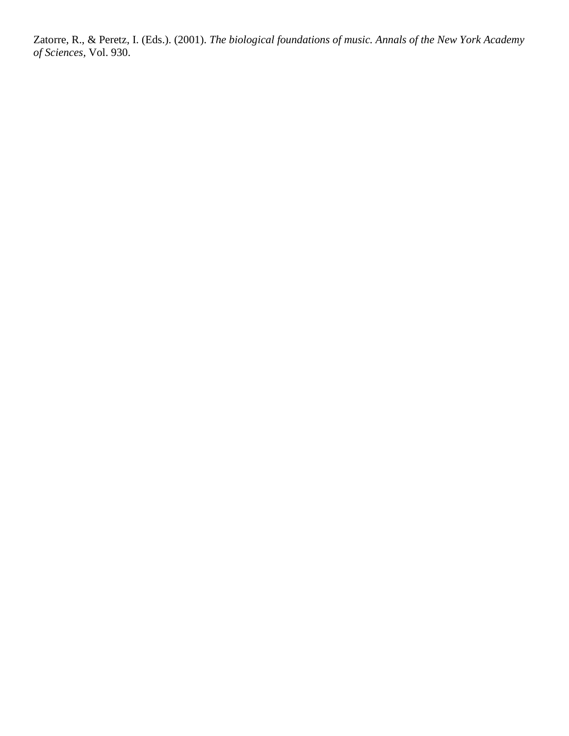Zatorre, R., & Peretz, I. (Eds.). (2001). *The biological foundations of music. Annals of the New York Academy of Sciences*, Vol. 930.